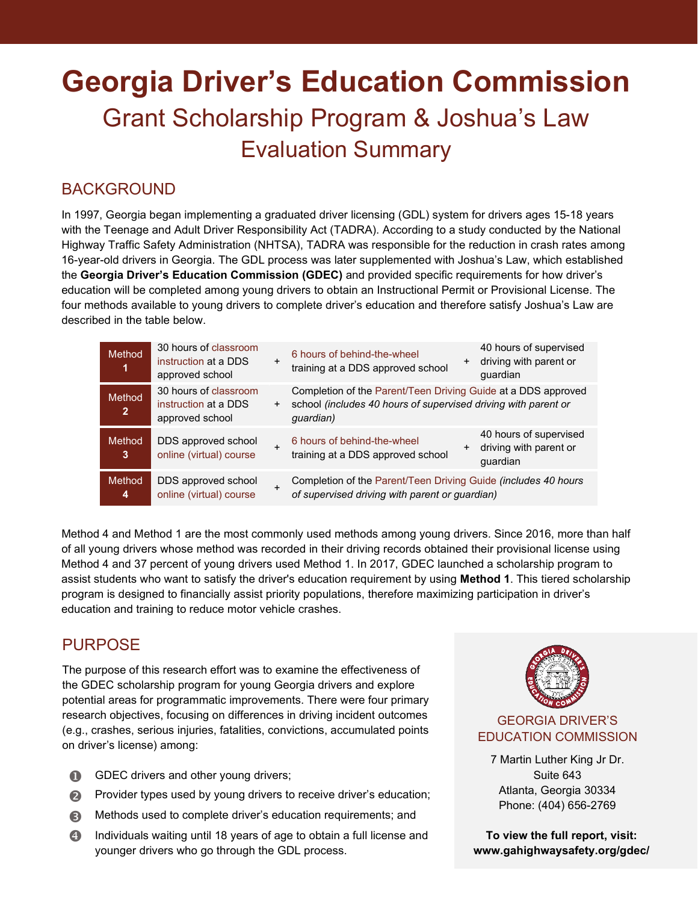# Georgia Driver's Education Commission

## Grant Scholarship Program & Joshua's Law

## Evaluation Summary

## BACKGROUND

In 1997, Georgia began implementing a graduated driver licensing (GDL) system for drivers ages 15-18 years with the Teenage and Adult Driver Responsibility Act (TADRA). According to a study conducted by the National Highway Traffic Safety Administration (NHTSA), TADRA was responsible for the reduction in crash rates among 16-year-old drivers in Georgia. The GDL process was later supplemented with Joshua's Law, which established the **Georgia Driver's Education Commission (GDEC)** and provided specific requirements for how driver's education will be completed among young drivers to obtain an Instructional Permit or Provisional License. The four methods available to young drivers to complete driver's education and therefore satisfy Joshua's Law are described in the table below.

| Method | | | | | |
|---|---|---|---|---|---|
| Method 1 | 30 hours of classroom instruction at a DDS approved school | + | 6 hours of behind-the-wheel training at a DDS approved school | + | 40 hours of supervised driving with parent or guardian |
| Method 2 | 30 hours of classroom instruction at a DDS approved school | + | Completion of the Parent/Teen Driving Guide at a DDS approved school *(includes 40 hours of supervised driving with parent or guardian)* | | |
| Method 3 | DDS approved school online (virtual) course | + | 6 hours of behind-the-wheel training at a DDS approved school | + | 40 hours of supervised driving with parent or guardian |
| Method 4 | DDS approved school online (virtual) course | + | Completion of the Parent/Teen Driving Guide *(includes 40 hours of supervised driving with parent or guardian)* | | |

Method 4 and Method 1 are the most commonly used methods among young drivers. Since 2016, more than half of all young drivers whose method was recorded in their driving records obtained their provisional license using Method 4 and 37 percent of young drivers used Method 1. In 2017, GDEC launched a scholarship program to assist students who want to satisfy the driver's education requirement by using **Method 1**. This tiered scholarship program is designed to financially assist priority populations, therefore maximizing participation in driver's education and training to reduce motor vehicle crashes.

## PURPOSE

The purpose of this research effort was to examine the effectiveness of the GDEC scholarship program for young Georgia drivers and explore potential areas for programmatic improvements. There were four primary research objectives, focusing on differences in driving incident outcomes (e.g., crashes, serious injuries, fatalities, convictions, accumulated points on driver's license) among:

1. GDEC drivers and other young drivers;
2. Provider types used by young drivers to receive driver's education;
3. Methods used to complete driver's education requirements; and
4. Individuals waiting until 18 years of age to obtain a full license and younger drivers who go through the GDL process.

GEORGIA DRIVER'S EDUCATION COMMISSION

7 Martin Luther King Jr Dr.
Suite 643
Atlanta, Georgia 30334
Phone: (404) 656-2769

**To view the full report, visit: www.gahighwaysafety.org/gdec/**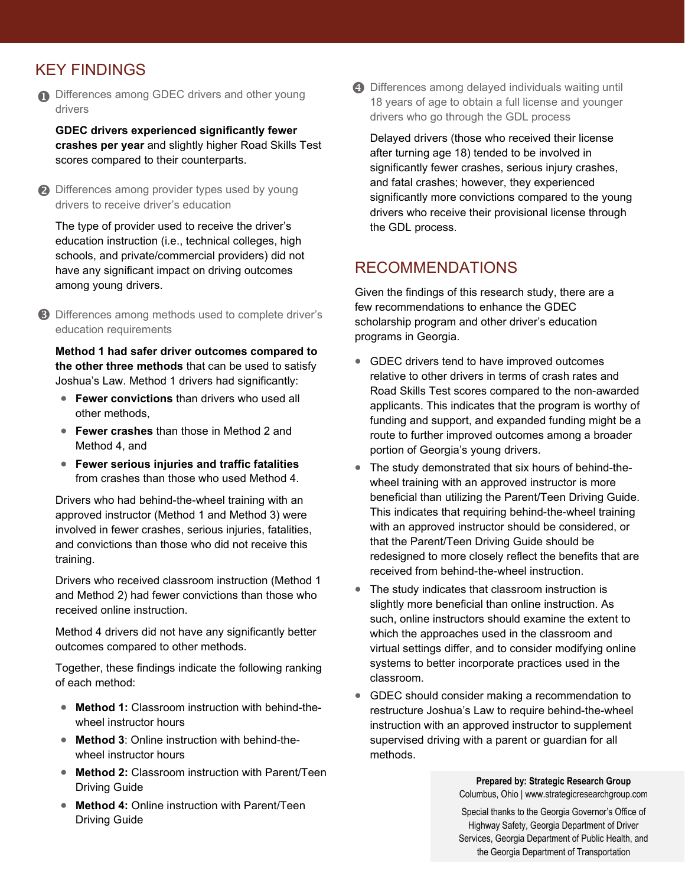## KEY FINDINGS

❶ Differences among GDEC drivers and other young drivers

**GDEC drivers experienced significantly fewer crashes per year** and slightly higher Road Skills Test scores compared to their counterparts.

❷ Differences among provider types used by young drivers to receive driver's education

The type of provider used to receive the driver's education instruction (i.e., technical colleges, high schools, and private/commercial providers) did not have any significant impact on driving outcomes among young drivers.

❸ Differences among methods used to complete driver's education requirements

**Method 1 had safer driver outcomes compared to the other three methods** that can be used to satisfy Joshua's Law. Method 1 drivers had significantly:

- **Fewer convictions** than drivers who used all other methods,
- **Fewer crashes** than those in Method 2 and Method 4, and
- **Fewer serious injuries and traffic fatalities** from crashes than those who used Method 4.

Drivers who had behind-the-wheel training with an approved instructor (Method 1 and Method 3) were involved in fewer crashes, serious injuries, fatalities, and convictions than those who did not receive this training.

Drivers who received classroom instruction (Method 1 and Method 2) had fewer convictions than those who received online instruction.

Method 4 drivers did not have any significantly better outcomes compared to other methods.

Together, these findings indicate the following ranking of each method:

- **Method 1:** Classroom instruction with behind-the-wheel instructor hours
- **Method 3**: Online instruction with behind-the-wheel instructor hours
- **Method 2:** Classroom instruction with Parent/Teen Driving Guide
- **Method 4:** Online instruction with Parent/Teen Driving Guide

❹ Differences among delayed individuals waiting until 18 years of age to obtain a full license and younger drivers who go through the GDL process

Delayed drivers (those who received their license after turning age 18) tended to be involved in significantly fewer crashes, serious injury crashes, and fatal crashes; however, they experienced significantly more convictions compared to the young drivers who receive their provisional license through the GDL process.

## RECOMMENDATIONS

Given the findings of this research study, there are a few recommendations to enhance the GDEC scholarship program and other driver's education programs in Georgia.

- GDEC drivers tend to have improved outcomes relative to other drivers in terms of crash rates and Road Skills Test scores compared to the non-awarded applicants. This indicates that the program is worthy of funding and support, and expanded funding might be a route to further improved outcomes among a broader portion of Georgia's young drivers.
- The study demonstrated that six hours of behind-the-wheel training with an approved instructor is more beneficial than utilizing the Parent/Teen Driving Guide. This indicates that requiring behind-the-wheel training with an approved instructor should be considered, or that the Parent/Teen Driving Guide should be redesigned to more closely reflect the benefits that are received from behind-the-wheel instruction.
- The study indicates that classroom instruction is slightly more beneficial than online instruction. As such, online instructors should examine the extent to which the approaches used in the classroom and virtual settings differ, and to consider modifying online systems to better incorporate practices used in the classroom.
- GDEC should consider making a recommendation to restructure Joshua's Law to require behind-the-wheel instruction with an approved instructor to supplement supervised driving with a parent or guardian for all methods.

**Prepared by: Strategic Research Group**
Columbus, Ohio | www.strategicresearchgroup.com

Special thanks to the Georgia Governor's Office of Highway Safety, Georgia Department of Driver Services, Georgia Department of Public Health, and the Georgia Department of Transportation